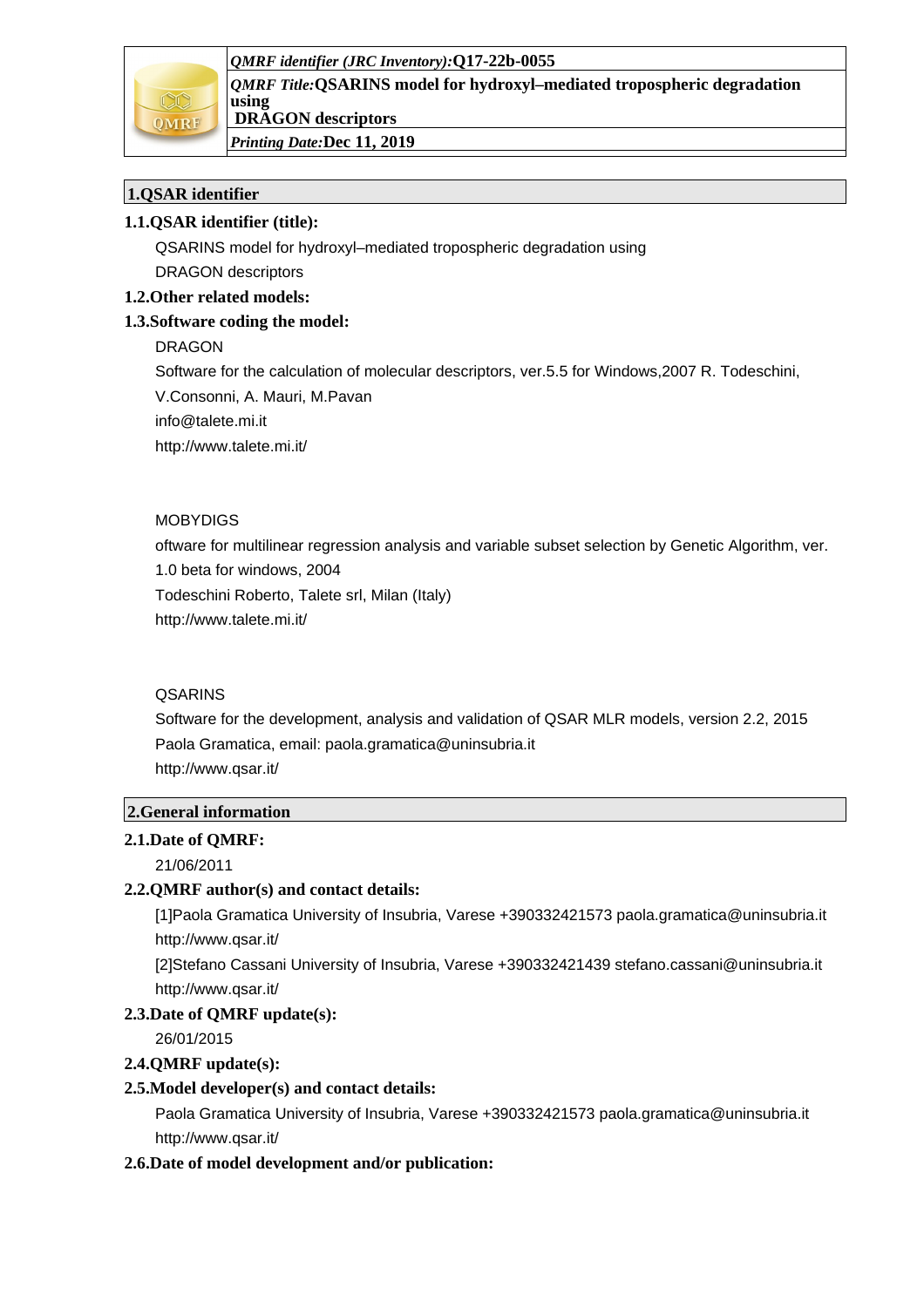*QMRF identifier (JRC Inventory):***Q17-22b-0055**

*QMRF Title:***QSARINS model for hydroxyl–mediated tropospheric degradation using DRAGON descriptors**

*Printing Date:***Dec 11, 2019**

## 1.QSAR identifier

### 1.1.QSAR identifier (title):

QSARINS model for hydroxyl–mediated tropospheric degradation using DRAGON descriptors

### 1.2.Other related models:

### 1.3.Software coding the model:

DRAGON

Software for the calculation of molecular descriptors, ver.5.5 for Windows,2007 R. Todeschini, V.Consonni, A. Mauri, M.Pavan

info@talete.mi.it

http://www.talete.mi.it/

MOBYDIGS

oftware for multilinear regression analysis and variable subset selection by Genetic Algorithm, ver. 1.0 beta for windows, 2004

Todeschini Roberto, Talete srl, Milan (Italy)

http://www.talete.mi.it/

QSARINS

Software for the development, analysis and validation of QSAR MLR models, version 2.2, 2015

Paola Gramatica, email: paola.gramatica@uninsubria.it

http://www.qsar.it/

## 2.General information

### 2.1.Date of QMRF:

21/06/2011

### 2.2.QMRF author(s) and contact details:

[1]Paola Gramatica University of Insubria, Varese +390332421573 paola.gramatica@uninsubria.it http://www.qsar.it/

[2]Stefano Cassani University of Insubria, Varese +390332421439 stefano.cassani@uninsubria.it http://www.qsar.it/

### 2.3.Date of QMRF update(s):

26/01/2015

### 2.4.QMRF update(s):

### 2.5.Model developer(s) and contact details:

Paola Gramatica University of Insubria, Varese +390332421573 paola.gramatica@uninsubria.it http://www.qsar.it/

### 2.6.Date of model development and/or publication: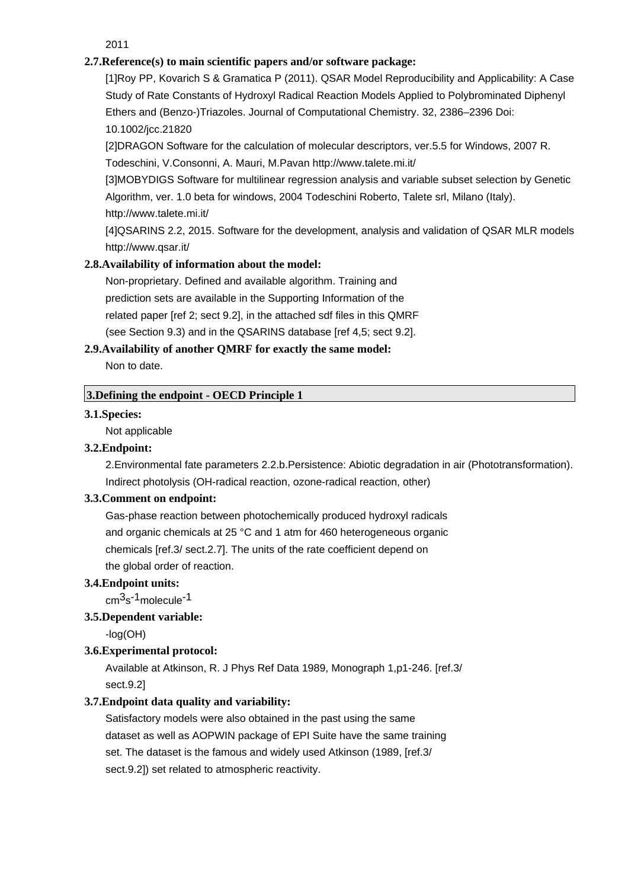2011

**2.7.Reference(s) to main scientific papers and/or software package:**

[1]Roy PP, Kovarich S & Gramatica P (2011). QSAR Model Reproducibility and Applicability: A Case Study of Rate Constants of Hydroxyl Radical Reaction Models Applied to Polybrominated Diphenyl Ethers and (Benzo-)Triazoles. Journal of Computational Chemistry. 32, 2386–2396 Doi: 10.1002/jcc.21820

[2]DRAGON Software for the calculation of molecular descriptors, ver.5.5 for Windows, 2007 R. Todeschini, V.Consonni, A. Mauri, M.Pavan http://www.talete.mi.it/

[3]MOBYDIGS Software for multilinear regression analysis and variable subset selection by Genetic Algorithm, ver. 1.0 beta for windows, 2004 Todeschini Roberto, Talete srl, Milano (Italy). http://www.talete.mi.it/

[4]QSARINS 2.2, 2015. Software for the development, analysis and validation of QSAR MLR models http://www.qsar.it/

**2.8.Availability of information about the model:**

Non-proprietary. Defined and available algorithm. Training and prediction sets are available in the Supporting Information of the related paper [ref 2; sect 9.2], in the attached sdf files in this QMRF (see Section 9.3) and in the QSARINS database [ref 4,5; sect 9.2].

**2.9.Availability of another QMRF for exactly the same model:**

Non to date.

## 3.Defining the endpoint - OECD Principle 1

**3.1.Species:**

Not applicable

**3.2.Endpoint:**

2.Environmental fate parameters 2.2.b.Persistence: Abiotic degradation in air (Phototransformation). Indirect photolysis (OH-radical reaction, ozone-radical reaction, other)

**3.3.Comment on endpoint:**

Gas-phase reaction between photochemically produced hydroxyl radicals and organic chemicals at 25 °C and 1 atm for 460 heterogeneous organic chemicals [ref.3/ sect.2.7]. The units of the rate coefficient depend on the global order of reaction.

**3.4.Endpoint units:**

$cm^3 s^{-1} molecule^{-1}$

**3.5.Dependent variable:**

-log(OH)

**3.6.Experimental protocol:**

Available at Atkinson, R. J Phys Ref Data 1989, Monograph 1,p1-246. [ref.3/ sect.9.2]

**3.7.Endpoint data quality and variability:**

Satisfactory models were also obtained in the past using the same dataset as well as AOPWIN package of EPI Suite have the same training set. The dataset is the famous and widely used Atkinson (1989, [ref.3/ sect.9.2]) set related to atmospheric reactivity.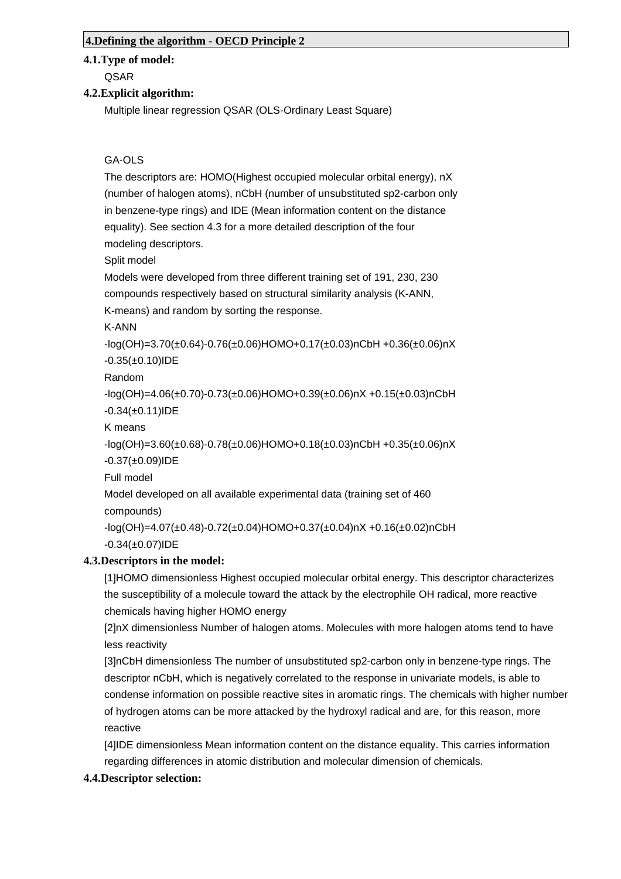## 4.Defining the algorithm - OECD Principle 2

### 4.1.Type of model:

QSAR

### 4.2.Explicit algorithm:

Multiple linear regression QSAR (OLS-Ordinary Least Square)

GA-OLS

The descriptors are: HOMO(Highest occupied molecular orbital energy), nX (number of halogen atoms), nCbH (number of unsubstituted sp2-carbon only in benzene-type rings) and IDE (Mean information content on the distance equality). See section 4.3 for a more detailed description of the four modeling descriptors.

Split model

Models were developed from three different training set of 191, 230, 230 compounds respectively based on structural similarity analysis (K-ANN, K-means) and random by sorting the response.

K-ANN

$-\log(OH)=3.70(\pm0.64)-0.76(\pm0.06)HOMO+0.17(\pm0.03)nCbH+0.36(\pm0.06)nX-0.35(\pm0.10)IDE$

Random

$-\log(OH)=4.06(\pm0.70)-0.73(\pm0.06)HOMO+0.39(\pm0.06)nX+0.15(\pm0.03)nCbH-0.34(\pm0.11)IDE$

K means

$-\log(OH)=3.60(\pm0.68)-0.78(\pm0.06)HOMO+0.18(\pm0.03)nCbH+0.35(\pm0.06)nX-0.37(\pm0.09)IDE$

Full model

Model developed on all available experimental data (training set of 460 compounds)

$-\log(OH)=4.07(\pm0.48)-0.72(\pm0.04)HOMO+0.37(\pm0.04)nX+0.16(\pm0.02)nCbH-0.34(\pm0.07)IDE$

### 4.3.Descriptors in the model:

[1]HOMO dimensionless Highest occupied molecular orbital energy. This descriptor characterizes the susceptibility of a molecule toward the attack by the electrophile OH radical, more reactive chemicals having higher HOMO energy

[2]nX dimensionless Number of halogen atoms. Molecules with more halogen atoms tend to have less reactivity

[3]nCbH dimensionless The number of unsubstituted sp2-carbon only in benzene-type rings. The descriptor nCbH, which is negatively correlated to the response in univariate models, is able to condense information on possible reactive sites in aromatic rings. The chemicals with higher number of hydrogen atoms can be more attacked by the hydroxyl radical and are, for this reason, more reactive

[4]IDE dimensionless Mean information content on the distance equality. This carries information regarding differences in atomic distribution and molecular dimension of chemicals.

### 4.4.Descriptor selection: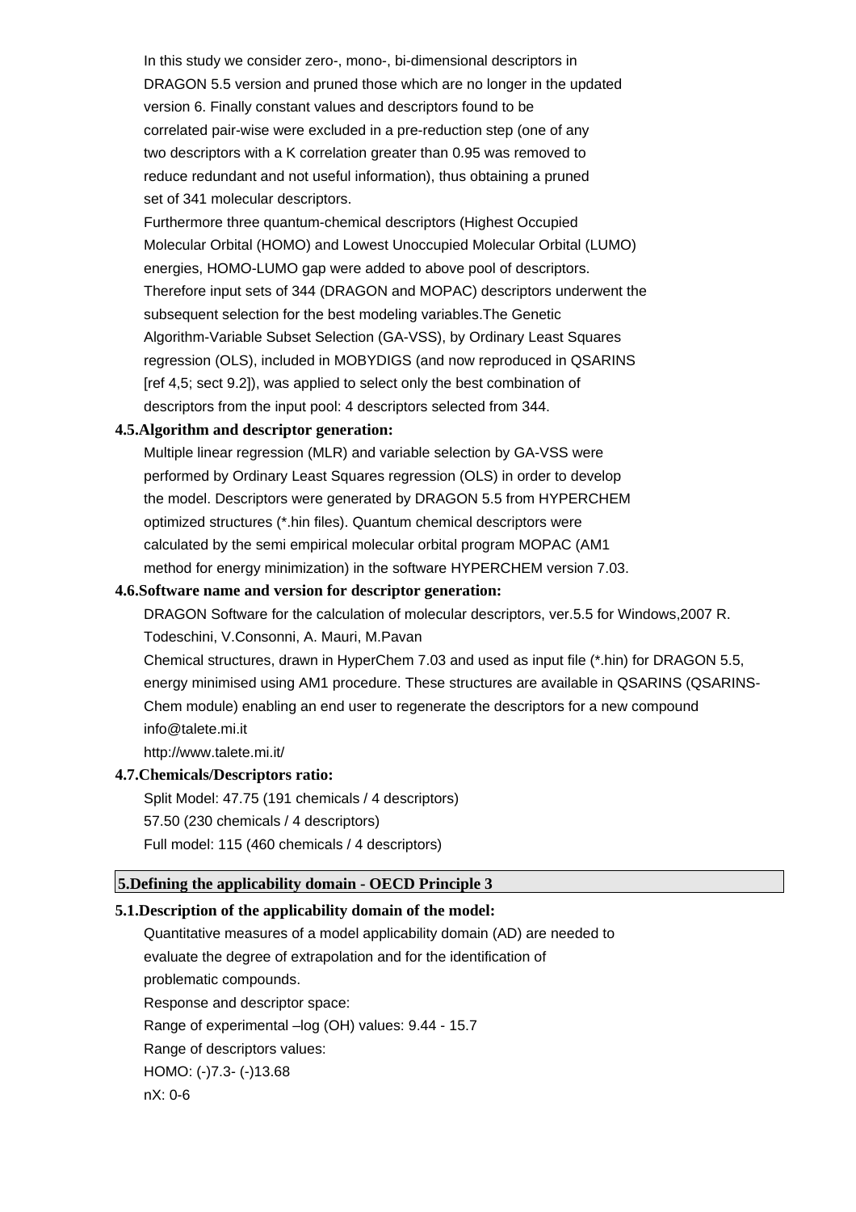In this study we consider zero-, mono-, bi-dimensional descriptors in DRAGON 5.5 version and pruned those which are no longer in the updated version 6. Finally constant values and descriptors found to be correlated pair-wise were excluded in a pre-reduction step (one of any two descriptors with a K correlation greater than 0.95 was removed to reduce redundant and not useful information), thus obtaining a pruned set of 341 molecular descriptors.

Furthermore three quantum-chemical descriptors (Highest Occupied Molecular Orbital (HOMO) and Lowest Unoccupied Molecular Orbital (LUMO) energies, HOMO-LUMO gap were added to above pool of descriptors. Therefore input sets of 344 (DRAGON and MOPAC) descriptors underwent the subsequent selection for the best modeling variables.The Genetic Algorithm-Variable Subset Selection (GA-VSS), by Ordinary Least Squares regression (OLS), included in MOBYDIGS (and now reproduced in QSARINS [ref 4,5; sect 9.2]), was applied to select only the best combination of descriptors from the input pool: 4 descriptors selected from 344.

**4.5.Algorithm and descriptor generation:**

Multiple linear regression (MLR) and variable selection by GA-VSS were performed by Ordinary Least Squares regression (OLS) in order to develop the model. Descriptors were generated by DRAGON 5.5 from HYPERCHEM optimized structures (*.hin files). Quantum chemical descriptors were calculated by the semi empirical molecular orbital program MOPAC (AM1 method for energy minimization) in the software HYPERCHEM version 7.03.

**4.6.Software name and version for descriptor generation:**

DRAGON Software for the calculation of molecular descriptors, ver.5.5 for Windows,2007 R. Todeschini, V.Consonni, A. Mauri, M.Pavan

Chemical structures, drawn in HyperChem 7.03 and used as input file (*.hin) for DRAGON 5.5, energy minimised using AM1 procedure. These structures are available in QSARINS (QSARINS-Chem module) enabling an end user to regenerate the descriptors for a new compound

info@talete.mi.it

http://www.talete.mi.it/

**4.7.Chemicals/Descriptors ratio:**

Split Model: 47.75 (191 chemicals / 4 descriptors)

57.50 (230 chemicals / 4 descriptors)

Full model: 115 (460 chemicals / 4 descriptors)

## 5.Defining the applicability domain - OECD Principle 3

**5.1.Description of the applicability domain of the model:**

Quantitative measures of a model applicability domain (AD) are needed to evaluate the degree of extrapolation and for the identification of problematic compounds.

Response and descriptor space:

Range of experimental –log (OH) values: 9.44 - 15.7

Range of descriptors values:

HOMO: (-)7.3- (-)13.68

nX: 0-6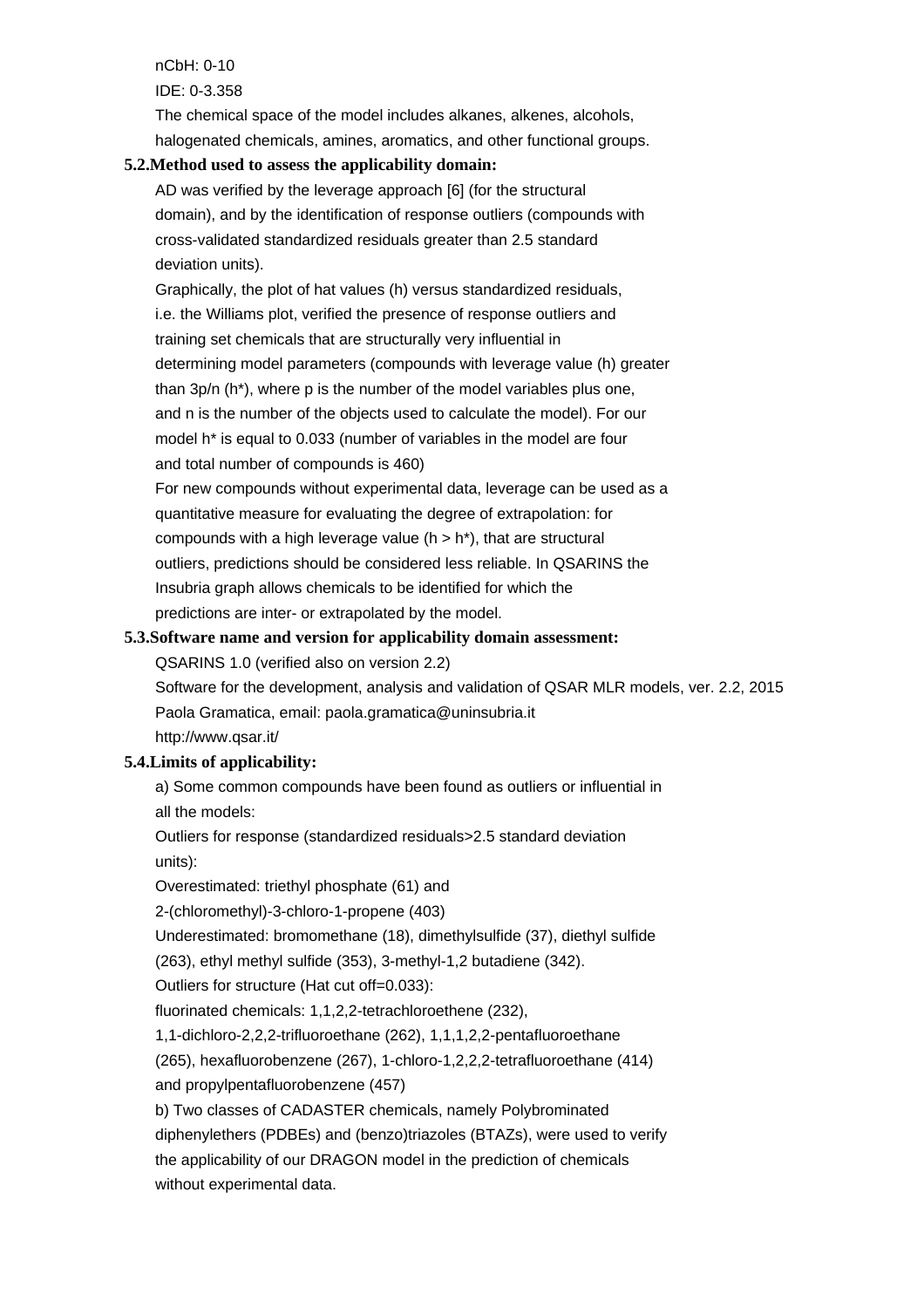nCbH: 0-10

IDE: 0-3.358

The chemical space of the model includes alkanes, alkenes, alcohols, halogenated chemicals, amines, aromatics, and other functional groups.

**5.2.Method used to assess the applicability domain:**

AD was verified by the leverage approach [6] (for the structural domain), and by the identification of response outliers (compounds with cross-validated standardized residuals greater than 2.5 standard deviation units).

Graphically, the plot of hat values (h) versus standardized residuals, i.e. the Williams plot, verified the presence of response outliers and training set chemicals that are structurally very influential in determining model parameters (compounds with leverage value (h) greater than 3p/n (h*), where p is the number of the model variables plus one, and n is the number of the objects used to calculate the model). For our model h* is equal to 0.033 (number of variables in the model are four and total number of compounds is 460)

For new compounds without experimental data, leverage can be used as a quantitative measure for evaluating the degree of extrapolation: for compounds with a high leverage value ($h > h^*$), that are structural outliers, predictions should be considered less reliable. In QSARINS the Insubria graph allows chemicals to be identified for which the predictions are inter- or extrapolated by the model.

**5.3.Software name and version for applicability domain assessment:**

QSARINS 1.0 (verified also on version 2.2)

Software for the development, analysis and validation of QSAR MLR models, ver. 2.2, 2015

Paola Gramatica, email: paola.gramatica@uninsubria.it

http://www.qsar.it/

**5.4.Limits of applicability:**

a) Some common compounds have been found as outliers or influential in all the models:

Outliers for response (standardized residuals>2.5 standard deviation units):

Overestimated: triethyl phosphate (61) and

2-(chloromethyl)-3-chloro-1-propene (403)

Underestimated: bromomethane (18), dimethylsulfide (37), diethyl sulfide (263), ethyl methyl sulfide (353), 3-methyl-1,2 butadiene (342).

Outliers for structure (Hat cut off=0.033):

fluorinated chemicals: 1,1,2,2-tetrachloroethene (232),

1,1-dichloro-2,2,2-trifluoroethane (262), 1,1,1,2,2-pentafluoroethane (265), hexafluorobenzene (267), 1-chloro-1,2,2,2-tetrafluoroethane (414) and propylpentafluorobenzene (457)

b) Two classes of CADASTER chemicals, namely Polybrominated diphenylethers (PDBEs) and (benzo)triazoles (BTAZs), were used to verify the applicability of our DRAGON model in the prediction of chemicals without experimental data.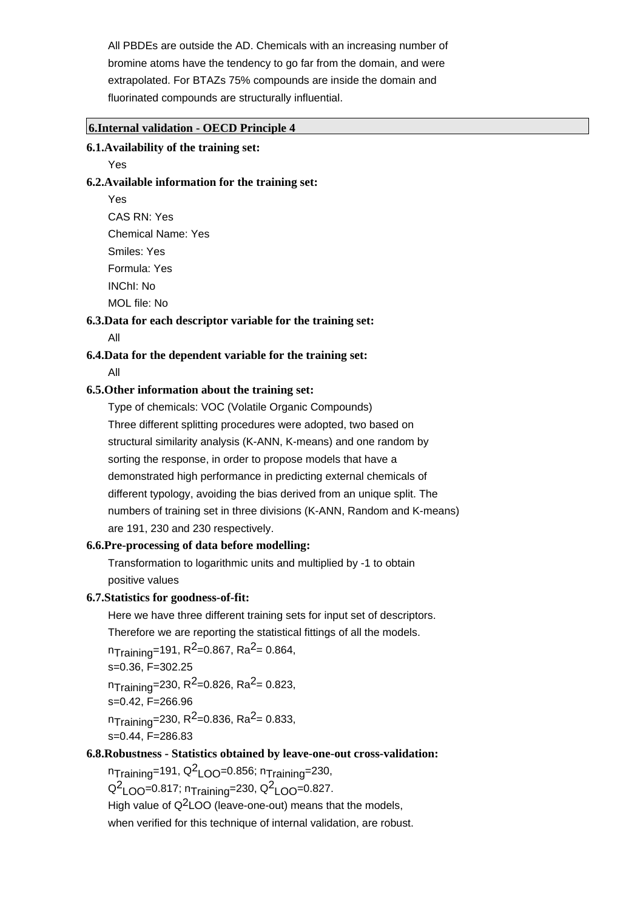All PBDEs are outside the AD. Chemicals with an increasing number of bromine atoms have the tendency to go far from the domain, and were extrapolated. For BTAZs 75% compounds are inside the domain and fluorinated compounds are structurally influential.

## 6.Internal validation - OECD Principle 4

**6.1.Availability of the training set:**

Yes

**6.2.Available information for the training set:**

Yes

CAS RN: Yes

Chemical Name: Yes

Smiles: Yes

Formula: Yes

INChI: No

MOL file: No

**6.3.Data for each descriptor variable for the training set:**

All

**6.4.Data for the dependent variable for the training set:**

All

**6.5.Other information about the training set:**

Type of chemicals: VOC (Volatile Organic Compounds)

Three different splitting procedures were adopted, two based on structural similarity analysis (K-ANN, K-means) and one random by sorting the response, in order to propose models that have a demonstrated high performance in predicting external chemicals of different typology, avoiding the bias derived from an unique split. The numbers of training set in three divisions (K-ANN, Random and K-means) are 191, 230 and 230 respectively.

**6.6.Pre-processing of data before modelling:**

Transformation to logarithmic units and multiplied by -1 to obtain positive values

**6.7.Statistics for goodness-of-fit:**

Here we have three different training sets for input set of descriptors. Therefore we are reporting the statistical fittings of all the models.

$n_{Training}$=191, $R^2$=0.867, $Ra^2$= 0.864, s=0.36, F=302.25

$n_{Training}$=230, $R^2$=0.826, $Ra^2$= 0.823, s=0.42, F=266.96

$n_{Training}$=230, $R^2$=0.836, $Ra^2$= 0.833, s=0.44, F=286.83

**6.8.Robustness - Statistics obtained by leave-one-out cross-validation:**

$n_{Training}$=191, $Q^2_{LOO}$=0.856; $n_{Training}$=230, $Q^2_{LOO}$=0.817; $n_{Training}$=230, $Q^2_{LOO}$=0.827.

High value of $Q^2$LOO (leave-one-out) means that the models, when verified for this technique of internal validation, are robust.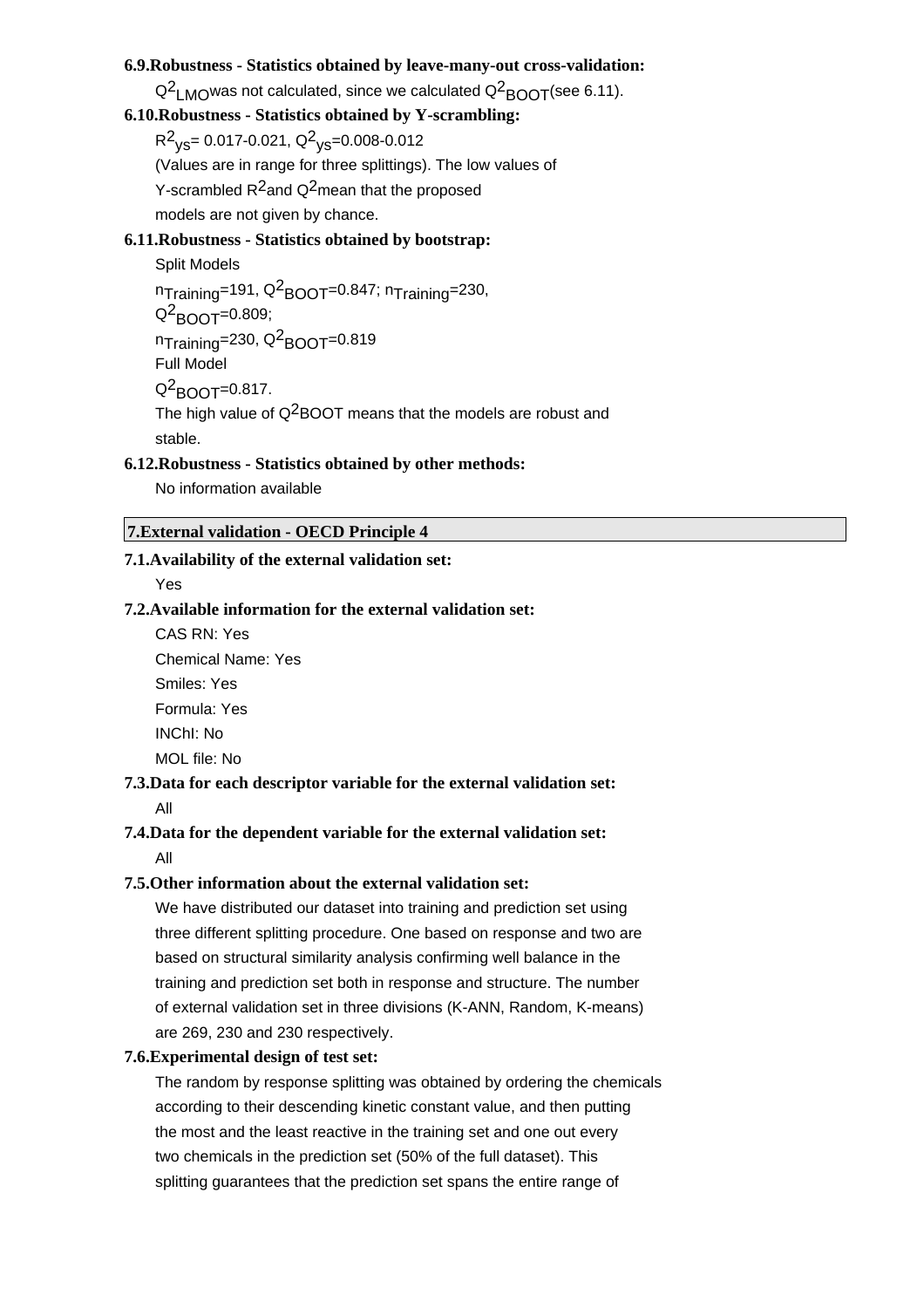### 6.9.Robustness - Statistics obtained by leave-many-out cross-validation:

$Q^2_{LMO}$was not calculated, since we calculated $Q^2_{BOOT}$(see 6.11).

### 6.10.Robustness - Statistics obtained by Y-scrambling:

$R^2_{ys}$= 0.017-0.021, $Q^2_{ys}$=0.008-0.012

(Values are in range for three splittings). The low values of Y-scrambled $R^2$and $Q^2$mean that the proposed models are not given by chance.

### 6.11.Robustness - Statistics obtained by bootstrap:

Split Models

$n_{Training}$=191, $Q^2_{BOOT}$=0.847; $n_{Training}$=230, $Q^2_{BOOT}$=0.809;

$n_{Training}$=230, $Q^2_{BOOT}$=0.819

Full Model

$Q^2_{BOOT}$=0.817.

The high value of $Q^2$BOOT means that the models are robust and stable.

### 6.12.Robustness - Statistics obtained by other methods:

No information available

## 7.External validation - OECD Principle 4

### 7.1.Availability of the external validation set:

Yes

### 7.2.Available information for the external validation set:

CAS RN: Yes

Chemical Name: Yes

Smiles: Yes

Formula: Yes

INChI: No

MOL file: No

### 7.3.Data for each descriptor variable for the external validation set:

All

### 7.4.Data for the dependent variable for the external validation set:

All

### 7.5.Other information about the external validation set:

We have distributed our dataset into training and prediction set using three different splitting procedure. One based on response and two are based on structural similarity analysis confirming well balance in the training and prediction set both in response and structure. The number of external validation set in three divisions (K-ANN, Random, K-means) are 269, 230 and 230 respectively.

### 7.6.Experimental design of test set:

The random by response splitting was obtained by ordering the chemicals according to their descending kinetic constant value, and then putting the most and the least reactive in the training set and one out every two chemicals in the prediction set (50% of the full dataset). This splitting guarantees that the prediction set spans the entire range of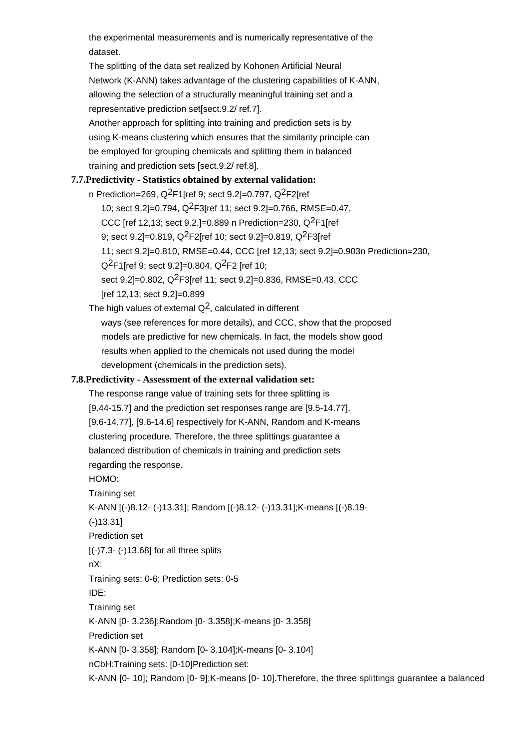the experimental measurements and is numerically representative of the dataset.

The splitting of the data set realized by Kohonen Artificial Neural Network (K-ANN) takes advantage of the clustering capabilities of K-ANN, allowing the selection of a structurally meaningful training set and a representative prediction set[sect.9.2/ ref.7].

Another approach for splitting into training and prediction sets is by using K-means clustering which ensures that the similarity principle can be employed for grouping chemicals and splitting them in balanced training and prediction sets [sect.9.2/ ref.8].

**7.7.Predictivity - Statistics obtained by external validation:**

n Prediction=269, $Q^2$F1[ref 9; sect 9.2]=0.797, $Q^2$F2[ref 10; sect 9.2]=0.794, $Q^2$F3[ref 11; sect 9.2]=0.766, RMSE=0.47, CCC [ref 12,13; sect 9.2,]=0.889 n Prediction=230, $Q^2$F1[ref 9; sect 9.2]=0.819, $Q^2$F2[ref 10; sect 9.2]=0.819, $Q^2$F3[ref 11; sect 9.2]=0.810, RMSE=0.44, CCC [ref 12,13; sect 9.2]=0.903n Prediction=230, $Q^2$F1[ref 9; sect 9.2]=0.804, $Q^2$F2 [ref 10; sect 9.2]=0.802, $Q^2$F3[ref 11; sect 9.2]=0.836, RMSE=0.43, CCC [ref 12,13; sect 9.2]=0.899

The high values of external $Q^2$, calculated in different ways (see references for more details), and CCC, show that the proposed models are predictive for new chemicals. In fact, the models show good results when applied to the chemicals not used during the model development (chemicals in the prediction sets).

**7.8.Predictivity - Assessment of the external validation set:**

The response range value of training sets for three splitting is [9.44-15.7] and the prediction set responses range are [9.5-14.77], [9.6-14.77], [9.6-14.6] respectively for K-ANN, Random and K-means clustering procedure. Therefore, the three splittings guarantee a balanced distribution of chemicals in training and prediction sets regarding the response.

HOMO:

Training set

K-ANN [(-)8.12- (-)13.31]; Random [(-)8.12- (-)13.31];K-means [(-)8.19- (-)13.31]

Prediction set

[(-)7.3- (-)13.68] for all three splits

nX:

Training sets: 0-6; Prediction sets: 0-5

IDE:

Training set

K-ANN [0- 3.236];Random [0- 3.358];K-means [0- 3.358]

Prediction set

K-ANN [0- 3.358]; Random [0- 3.104];K-means [0- 3.104]

nCbH:Training sets: [0-10]Prediction set:

K-ANN [0- 10]; Random [0- 9];K-means [0- 10].Therefore, the three splittings guarantee a balanced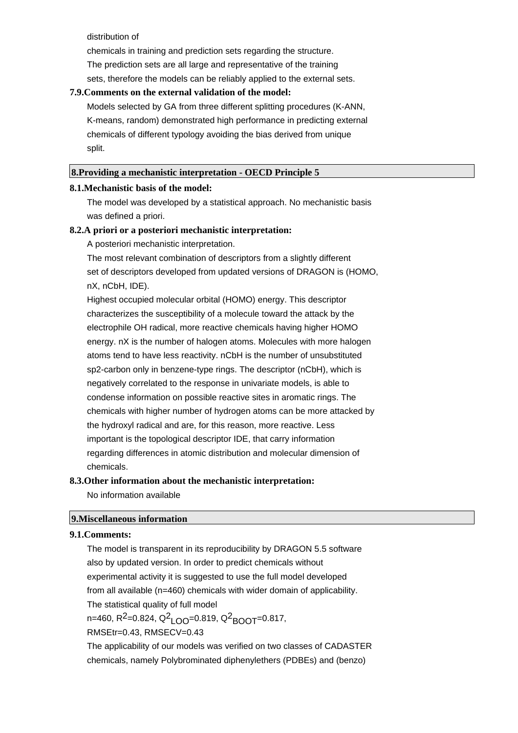distribution of chemicals in training and prediction sets regarding the structure. The prediction sets are all large and representative of the training sets, therefore the models can be reliably applied to the external sets.

**7.9.Comments on the external validation of the model:**

Models selected by GA from three different splitting procedures (K-ANN, K-means, random) demonstrated high performance in predicting external chemicals of different typology avoiding the bias derived from unique split.

## 8.Providing a mechanistic interpretation - OECD Principle 5

**8.1.Mechanistic basis of the model:**

The model was developed by a statistical approach. No mechanistic basis was defined a priori.

**8.2.A priori or a posteriori mechanistic interpretation:**

A posteriori mechanistic interpretation.

The most relevant combination of descriptors from a slightly different set of descriptors developed from updated versions of DRAGON is (HOMO, nX, nCbH, IDE).

Highest occupied molecular orbital (HOMO) energy. This descriptor characterizes the susceptibility of a molecule toward the attack by the electrophile OH radical, more reactive chemicals having higher HOMO energy. nX is the number of halogen atoms. Molecules with more halogen atoms tend to have less reactivity. nCbH is the number of unsubstituted sp2-carbon only in benzene-type rings. The descriptor (nCbH), which is negatively correlated to the response in univariate models, is able to condense information on possible reactive sites in aromatic rings. The chemicals with higher number of hydrogen atoms can be more attacked by the hydroxyl radical and are, for this reason, more reactive. Less important is the topological descriptor IDE, that carry information regarding differences in atomic distribution and molecular dimension of chemicals.

**8.3.Other information about the mechanistic interpretation:**

No information available

## 9.Miscellaneous information

**9.1.Comments:**

The model is transparent in its reproducibility by DRAGON 5.5 software also by updated version. In order to predict chemicals without experimental activity it is suggested to use the full model developed from all available (n=460) chemicals with wider domain of applicability.

The statistical quality of full model

n=460, $R^2$=0.824, $Q^2_{LOO}$=0.819, $Q^2_{BOOT}$=0.817,

RMSEtr=0.43, RMSECV=0.43

The applicability of our models was verified on two classes of CADASTER chemicals, namely Polybrominated diphenylethers (PDBEs) and (benzo)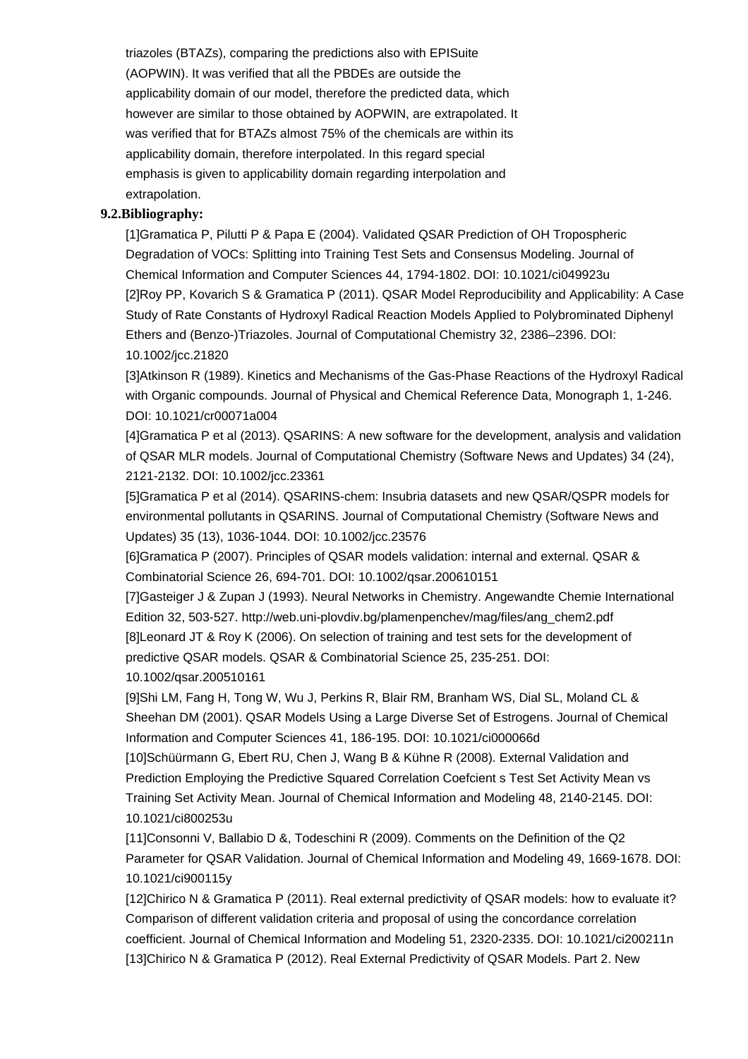triazoles (BTAZs), comparing the predictions also with EPISuite (AOPWIN). It was verified that all the PBDEs are outside the applicability domain of our model, therefore the predicted data, which however are similar to those obtained by AOPWIN, are extrapolated. It was verified that for BTAZs almost 75% of the chemicals are within its applicability domain, therefore interpolated. In this regard special emphasis is given to applicability domain regarding interpolation and extrapolation.

**9.2.Bibliography:**

[1]Gramatica P, Pilutti P & Papa E (2004). Validated QSAR Prediction of OH Tropospheric Degradation of VOCs: Splitting into Training Test Sets and Consensus Modeling. Journal of Chemical Information and Computer Sciences 44, 1794-1802. DOI: 10.1021/ci049923u

[2]Roy PP, Kovarich S & Gramatica P (2011). QSAR Model Reproducibility and Applicability: A Case Study of Rate Constants of Hydroxyl Radical Reaction Models Applied to Polybrominated Diphenyl Ethers and (Benzo-)Triazoles. Journal of Computational Chemistry 32, 2386–2396. DOI: 10.1002/jcc.21820

[3]Atkinson R (1989). Kinetics and Mechanisms of the Gas-Phase Reactions of the Hydroxyl Radical with Organic compounds. Journal of Physical and Chemical Reference Data, Monograph 1, 1-246. DOI: 10.1021/cr00071a004

[4]Gramatica P et al (2013). QSARINS: A new software for the development, analysis and validation of QSAR MLR models. Journal of Computational Chemistry (Software News and Updates) 34 (24), 2121-2132. DOI: 10.1002/jcc.23361

[5]Gramatica P et al (2014). QSARINS-chem: Insubria datasets and new QSAR/QSPR models for environmental pollutants in QSARINS. Journal of Computational Chemistry (Software News and Updates) 35 (13), 1036-1044. DOI: 10.1002/jcc.23576

[6]Gramatica P (2007). Principles of QSAR models validation: internal and external. QSAR & Combinatorial Science 26, 694-701. DOI: 10.1002/qsar.200610151

[7]Gasteiger J & Zupan J (1993). Neural Networks in Chemistry. Angewandte Chemie International Edition 32, 503-527. http://web.uni-plovdiv.bg/plamenpenchev/mag/files/ang_chem2.pdf

[8]Leonard JT & Roy K (2006). On selection of training and test sets for the development of predictive QSAR models. QSAR & Combinatorial Science 25, 235-251. DOI: 10.1002/qsar.200510161

[9]Shi LM, Fang H, Tong W, Wu J, Perkins R, Blair RM, Branham WS, Dial SL, Moland CL & Sheehan DM (2001). QSAR Models Using a Large Diverse Set of Estrogens. Journal of Chemical Information and Computer Sciences 41, 186-195. DOI: 10.1021/ci000066d

[10]Schüürmann G, Ebert RU, Chen J, Wang B & Kühne R (2008). External Validation and Prediction Employing the Predictive Squared Correlation Coefcient s Test Set Activity Mean vs Training Set Activity Mean. Journal of Chemical Information and Modeling 48, 2140-2145. DOI: 10.1021/ci800253u

[11]Consonni V, Ballabio D &, Todeschini R (2009). Comments on the Definition of the Q2 Parameter for QSAR Validation. Journal of Chemical Information and Modeling 49, 1669-1678. DOI: 10.1021/ci900115y

[12]Chirico N & Gramatica P (2011). Real external predictivity of QSAR models: how to evaluate it? Comparison of different validation criteria and proposal of using the concordance correlation coefficient. Journal of Chemical Information and Modeling 51, 2320-2335. DOI: 10.1021/ci200211n

[13]Chirico N & Gramatica P (2012). Real External Predictivity of QSAR Models. Part 2. New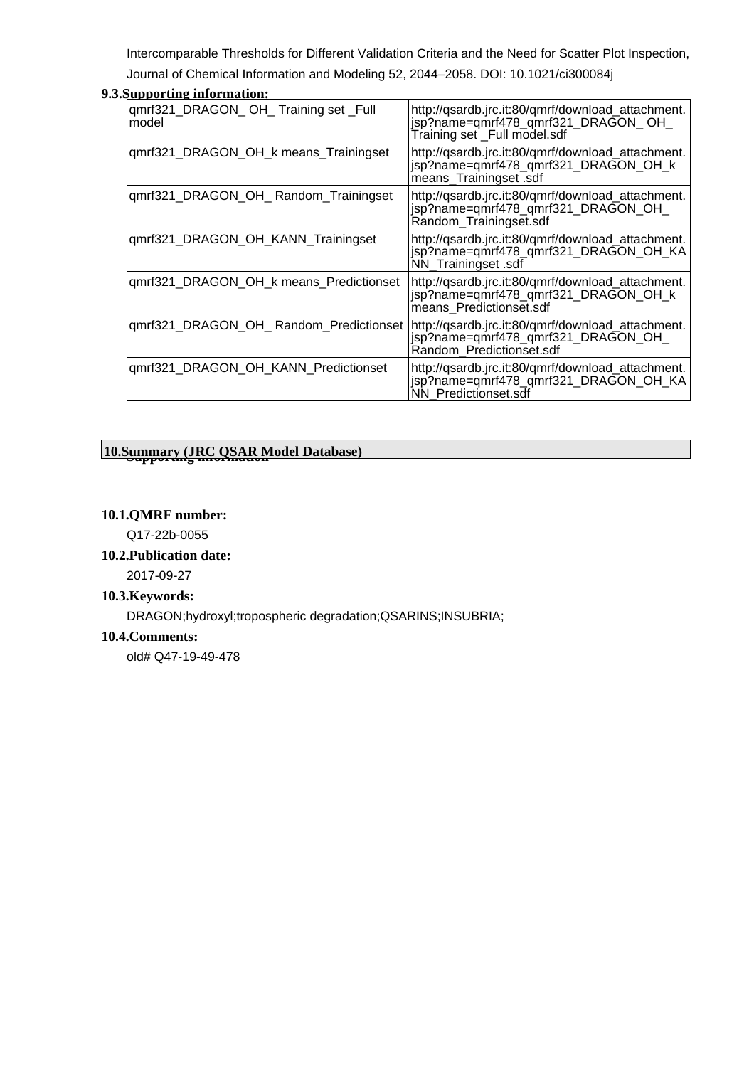Intercomparable Thresholds for Different Validation Criteria and the Need for Scatter Plot Inspection, Journal of Chemical Information and Modeling 52, 2044–2058. DOI: 10.1021/ci300084j

**9.3.Supporting information:**

| | |
|---|---|
| qmrf321_DRAGON_ OH_ Training set _Full model | http://qsardb.jrc.it:80/qmrf/download_attachment.jsp?name=qmrf478_qmrf321_DRAGON_ OH_ Training set _Full model.sdf |
| qmrf321_DRAGON_OH_k means_Trainingset | http://qsardb.jrc.it:80/qmrf/download_attachment.jsp?name=qmrf478_qmrf321_DRAGON_OH_k means_Trainingset .sdf |
| qmrf321_DRAGON_OH_ Random_Trainingset | http://qsardb.jrc.it:80/qmrf/download_attachment.jsp?name=qmrf478_qmrf321_DRAGON_OH_ Random_Trainingset.sdf |
| qmrf321_DRAGON_OH_KANN_Trainingset | http://qsardb.jrc.it:80/qmrf/download_attachment.jsp?name=qmrf478_qmrf321_DRAGON_OH_KANN_Trainingset .sdf |
| qmrf321_DRAGON_OH_k means_Predictionset | http://qsardb.jrc.it:80/qmrf/download_attachment.jsp?name=qmrf478_qmrf321_DRAGON_OH_k means_Predictionset.sdf |
| qmrf321_DRAGON_OH_ Random_Predictionset | http://qsardb.jrc.it:80/qmrf/download_attachment.jsp?name=qmrf478_qmrf321_DRAGON_OH_ Random_Predictionset.sdf |
| qmrf321_DRAGON_OH_KANN_Predictionset | http://qsardb.jrc.it:80/qmrf/download_attachment.jsp?name=qmrf478_qmrf321_DRAGON_OH_KANN_Predictionset.sdf |

## 10.Summary (JRC QSAR Model Database)

**10.1.QMRF number:**

Q17-22b-0055

**10.2.Publication date:**

2017-09-27

**10.3.Keywords:**

DRAGON;hydroxyl;tropospheric degradation;QSARINS;INSUBRIA;

**10.4.Comments:**

old# Q47-19-49-478